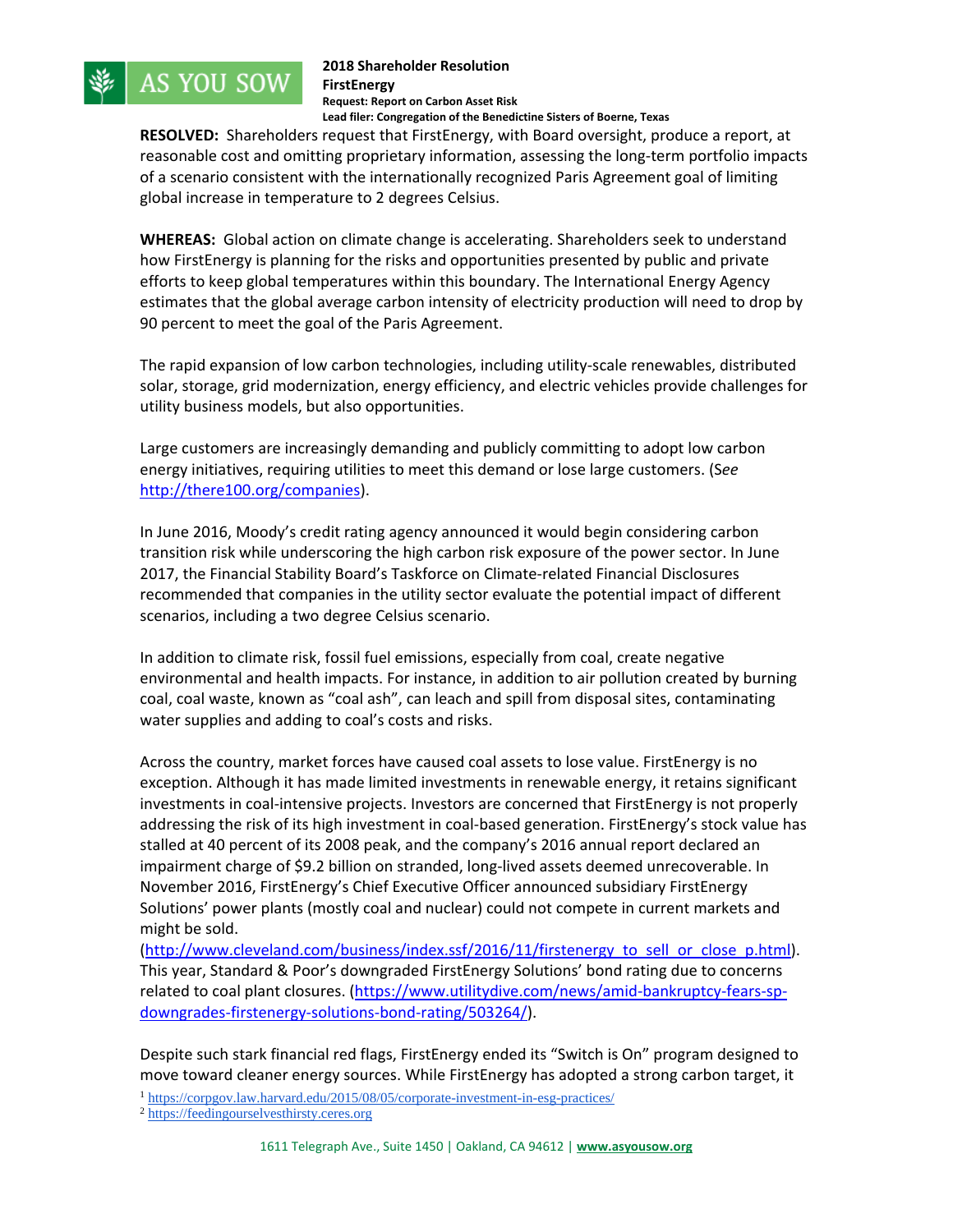AS YOU SOW

**2018 Shareholder Resolution**
**FirstEnergy**
**Request: Report on Carbon Asset Risk**
**Lead filer: Congregation of the Benedictine Sisters of Boerne, Texas**

**RESOLVED:** Shareholders request that FirstEnergy, with Board oversight, produce a report, at reasonable cost and omitting proprietary information, assessing the long-term portfolio impacts of a scenario consistent with the internationally recognized Paris Agreement goal of limiting global increase in temperature to 2 degrees Celsius.

**WHEREAS:** Global action on climate change is accelerating. Shareholders seek to understand how FirstEnergy is planning for the risks and opportunities presented by public and private efforts to keep global temperatures within this boundary. The International Energy Agency estimates that the global average carbon intensity of electricity production will need to drop by 90 percent to meet the goal of the Paris Agreement.

The rapid expansion of low carbon technologies, including utility-scale renewables, distributed solar, storage, grid modernization, energy efficiency, and electric vehicles provide challenges for utility business models, but also opportunities.

Large customers are increasingly demanding and publicly committing to adopt low carbon energy initiatives, requiring utilities to meet this demand or lose large customers. (S*ee* http://there100.org/companies).

In June 2016, Moody's credit rating agency announced it would begin considering carbon transition risk while underscoring the high carbon risk exposure of the power sector. In June 2017, the Financial Stability Board's Taskforce on Climate-related Financial Disclosures recommended that companies in the utility sector evaluate the potential impact of different scenarios, including a two degree Celsius scenario.

In addition to climate risk, fossil fuel emissions, especially from coal, create negative environmental and health impacts. For instance, in addition to air pollution created by burning coal, coal waste, known as "coal ash", can leach and spill from disposal sites, contaminating water supplies and adding to coal's costs and risks.

Across the country, market forces have caused coal assets to lose value. FirstEnergy is no exception. Although it has made limited investments in renewable energy, it retains significant investments in coal-intensive projects. Investors are concerned that FirstEnergy is not properly addressing the risk of its high investment in coal-based generation. FirstEnergy's stock value has stalled at 40 percent of its 2008 peak, and the company's 2016 annual report declared an impairment charge of $9.2 billion on stranded, long-lived assets deemed unrecoverable. In November 2016, FirstEnergy's Chief Executive Officer announced subsidiary FirstEnergy Solutions' power plants (mostly coal and nuclear) could not compete in current markets and might be sold.
(http://www.cleveland.com/business/index.ssf/2016/11/firstenergy_to_sell_or_close_p.html).
This year, Standard & Poor's downgraded FirstEnergy Solutions' bond rating due to concerns related to coal plant closures. (https://www.utilitydive.com/news/amid-bankruptcy-fears-sp-downgrades-firstenergy-solutions-bond-rating/503264/).

Despite such stark financial red flags, FirstEnergy ended its "Switch is On" program designed to move toward cleaner energy sources. While FirstEnergy has adopted a strong carbon target, it

[1] https://corpgov.law.harvard.edu/2015/08/05/corporate-investment-in-esg-practices/
[2] https://feedingourselvesthirsty.ceres.org

1611 Telegraph Ave., Suite 1450 | Oakland, CA 94612 | **www.asyousow.org**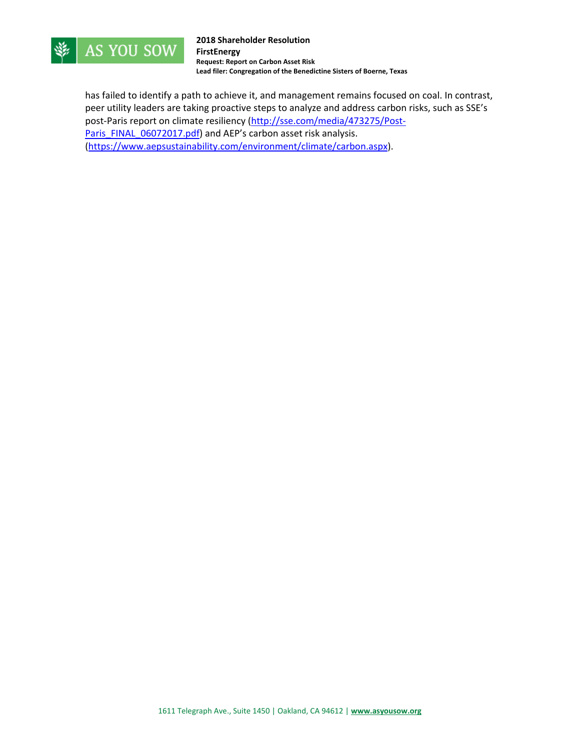has failed to identify a path to achieve it, and management remains focused on coal. In contrast, peer utility leaders are taking proactive steps to analyze and address carbon risks, such as SSE's post-Paris report on climate resiliency (http://sse.com/media/473275/Post-Paris_FINAL_06072017.pdf) and AEP's carbon asset risk analysis. (https://www.aepsustainability.com/environment/climate/carbon.aspx).